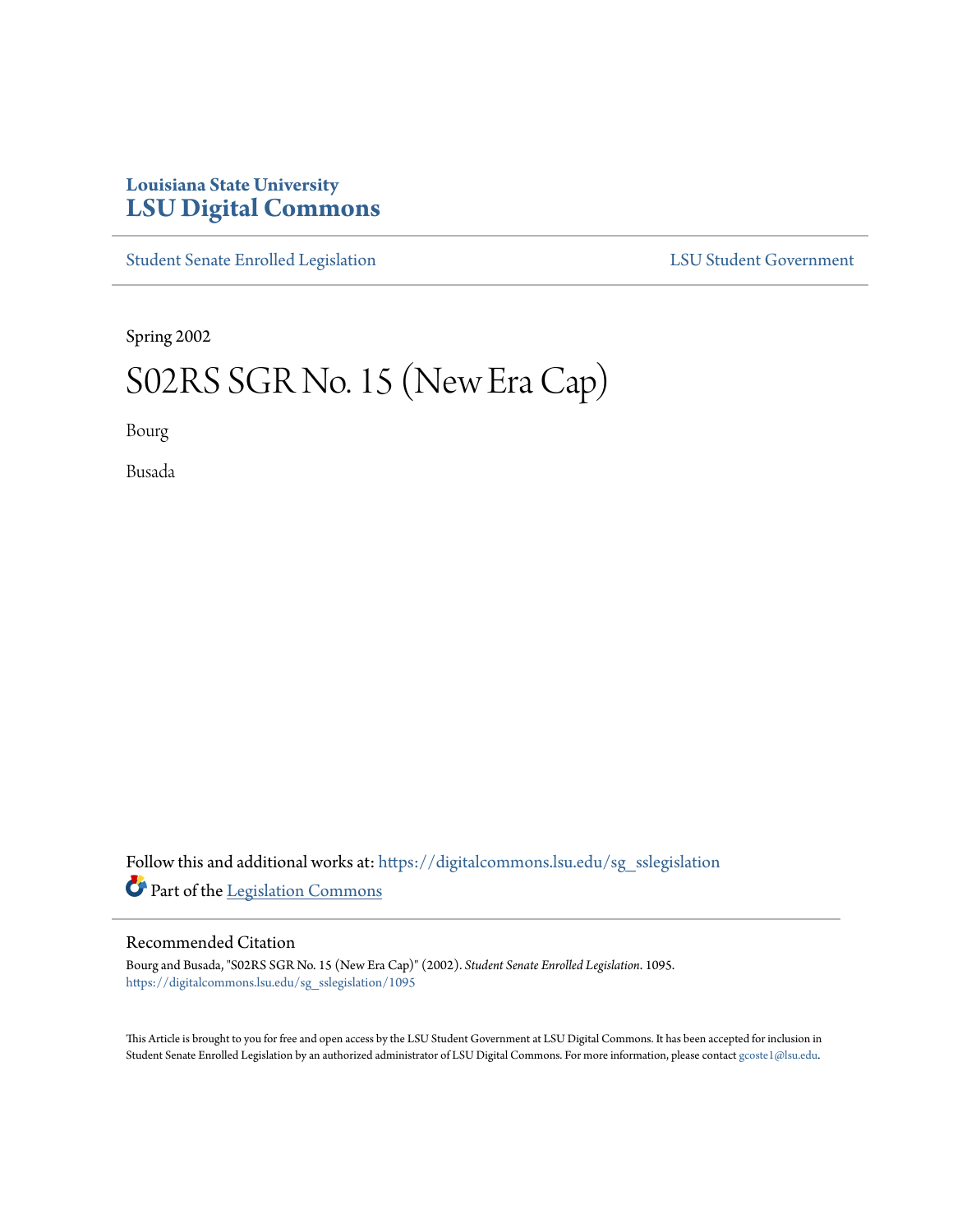Louisiana State University
# LSU Digital Commons

Student Senate Enrolled Legislation LSU Student Government

Spring 2002

# S02RS SGR No. 15 (New Era Cap)

Bourg

Busada

Follow this and additional works at: https://digitalcommons.lsu.edu/sg_sslegislation

Part of the Legislation Commons

## Recommended Citation

Bourg and Busada, "S02RS SGR No. 15 (New Era Cap)" (2002). *Student Senate Enrolled Legislation*. 1095. https://digitalcommons.lsu.edu/sg_sslegislation/1095

This Article is brought to you for free and open access by the LSU Student Government at LSU Digital Commons. It has been accepted for inclusion in Student Senate Enrolled Legislation by an authorized administrator of LSU Digital Commons. For more information, please contact gcoste1@lsu.edu.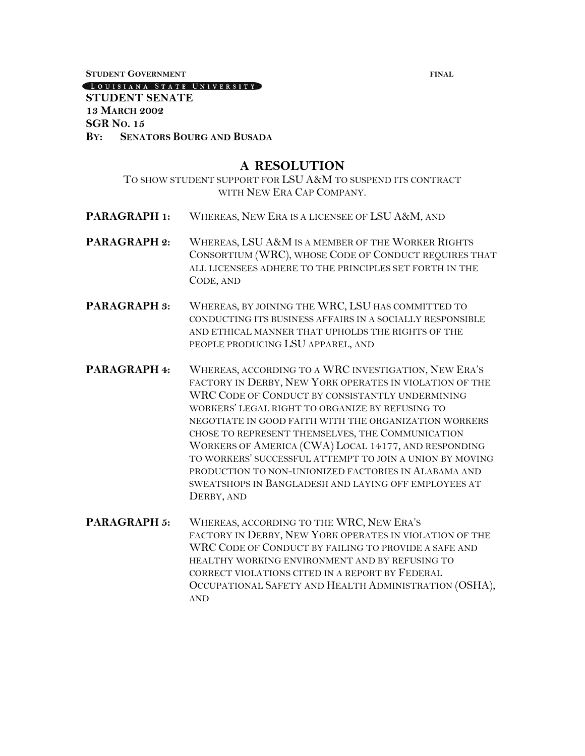**STUDENT GOVERNMENT** **FINAL**

LOUISIANA STATE UNIVERSITY

**STUDENT SENATE**
**13 MARCH 2002**
**SGR NO. 15**
**BY: SENATORS BOURG AND BUSADA**

# A RESOLUTION

TO SHOW STUDENT SUPPORT FOR LSU A&M TO SUSPEND ITS CONTRACT WITH NEW ERA CAP COMPANY.

**PARAGRAPH 1:** WHEREAS, NEW ERA IS A LICENSEE OF LSU A&M, AND

**PARAGRAPH 2:** WHEREAS, LSU A&M IS A MEMBER OF THE WORKER RIGHTS CONSORTIUM (WRC), WHOSE CODE OF CONDUCT REQUIRES THAT ALL LICENSEES ADHERE TO THE PRINCIPLES SET FORTH IN THE CODE, AND

**PARAGRAPH 3:** WHEREAS, BY JOINING THE WRC, LSU HAS COMMITTED TO CONDUCTING ITS BUSINESS AFFAIRS IN A SOCIALLY RESPONSIBLE AND ETHICAL MANNER THAT UPHOLDS THE RIGHTS OF THE PEOPLE PRODUCING LSU APPAREL, AND

**PARAGRAPH 4:** WHEREAS, ACCORDING TO A WRC INVESTIGATION, NEW ERA'S FACTORY IN DERBY, NEW YORK OPERATES IN VIOLATION OF THE WRC CODE OF CONDUCT BY CONSISTANTLY UNDERMINING WORKERS' LEGAL RIGHT TO ORGANIZE BY REFUSING TO NEGOTIATE IN GOOD FAITH WITH THE ORGANIZATION WORKERS CHOSE TO REPRESENT THEMSELVES, THE COMMUNICATION WORKERS OF AMERICA (CWA) LOCAL 14177, AND RESPONDING TO WORKERS' SUCCESSFUL ATTEMPT TO JOIN A UNION BY MOVING PRODUCTION TO NON-UNIONIZED FACTORIES IN ALABAMA AND SWEATSHOPS IN BANGLADESH AND LAYING OFF EMPLOYEES AT DERBY, AND

**PARAGRAPH 5:** WHEREAS, ACCORDING TO THE WRC, NEW ERA'S FACTORY IN DERBY, NEW YORK OPERATES IN VIOLATION OF THE WRC CODE OF CONDUCT BY FAILING TO PROVIDE A SAFE AND HEALTHY WORKING ENVIRONMENT AND BY REFUSING TO CORRECT VIOLATIONS CITED IN A REPORT BY FEDERAL OCCUPATIONAL SAFETY AND HEALTH ADMINISTRATION (OSHA), AND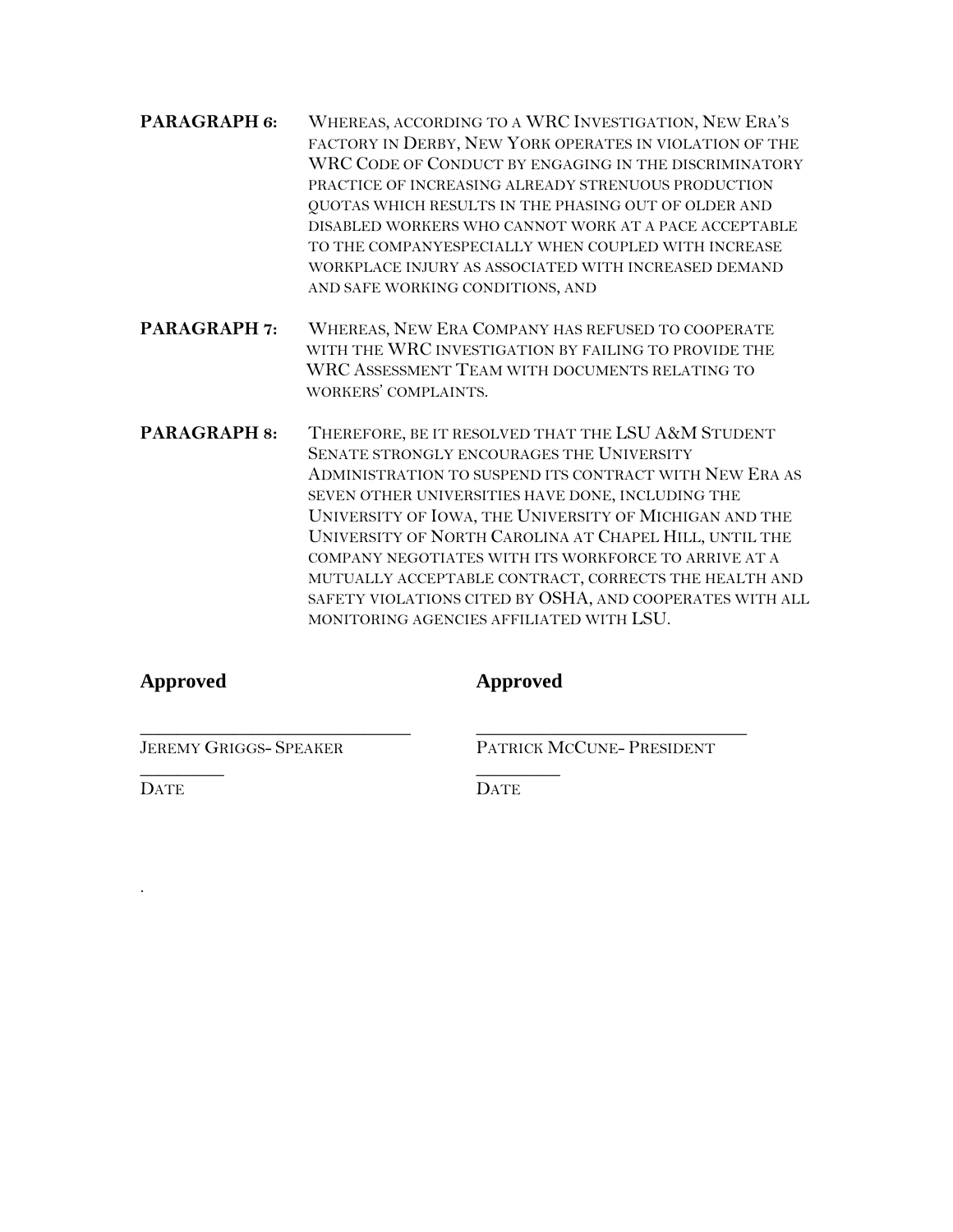**PARAGRAPH 6:** Whereas, according to a WRC Investigation, New Era's factory in Derby, New York operates in violation of the WRC Code of Conduct by engaging in the discriminatory practice of increasing already strenuous production quotas which results in the phasing out of older and disabled workers who cannot work at a pace acceptable to the companyespecially when coupled with increase workplace injury as associated with increased demand and safe working conditions, and

**PARAGRAPH 7:** Whereas, New Era Company has refused to cooperate with the WRC investigation by failing to provide the WRC Assessment Team with documents relating to workers' complaints.

**PARAGRAPH 8:** Therefore, be it resolved that the LSU A&M Student Senate strongly encourages the University Administration to suspend its contract with New Era as seven other universities have done, including the University of Iowa, the University of Michigan and the University of North Carolina at Chapel Hill, until the company negotiates with its workforce to arrive at a mutually acceptable contract, corrects the health and safety violations cited by OSHA, and cooperates with all monitoring agencies affiliated with LSU.

| **Approved** | **Approved** |
| --- | --- |
| ______________________________ | ______________________________ |
| Jeremy Griggs- Speaker | Patrick McCune- President |
| _________ | _________ |
| Date | Date |

.